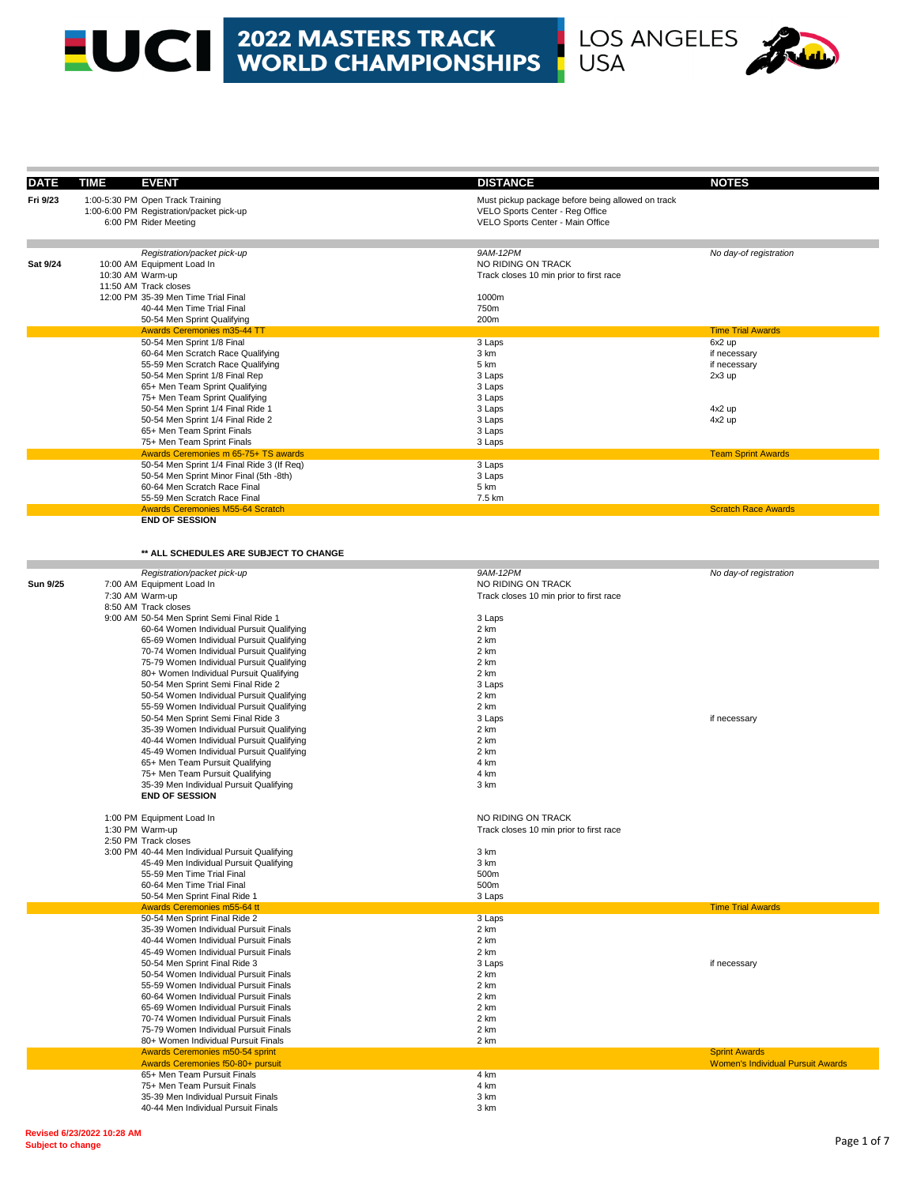# UCI 2022 MASTERS TRACK WORLD CHAMPIONSHIPS

LOS ANGELES USA

| DATE | TIME | EVENT | DISTANCE | NOTES |
|---|---|---|---|---|
| Fri 9/23 | 1:00-5:30 PM | Open Track Training | Must pickup package before being allowed on track | |
| | 1:00-6:00 PM | Registration/packet pick-up | VELO Sports Center - Reg Office | |
| | 6:00 PM | Rider Meeting | VELO Sports Center - Main Office | |
| | | *Registration/packet pick-up* | *9AM-12PM* | *No day-of registration* |
| Sat 9/24 | 10:00 AM | Equipment Load In | NO RIDING ON TRACK | |
| | 10:30 AM | Warm-up | Track closes 10 min prior to first race | |
| | 11:50 AM | Track closes | | |
| | 12:00 PM | 35-39 Men Time Trial Final | 1000m | |
| | | 40-44 Men Time Trial Final | 750m | |
| | | 50-54 Men Sprint Qualifying | 200m | |
| | | Awards Ceremonies m35-44 TT | | Time Trial Awards |
| | | 50-54 Men Sprint 1/8 Final | 3 Laps | 6x2 up |
| | | 60-64 Men Scratch Race Qualifying | 3 km | if necessary |
| | | 55-59 Men Scratch Race Qualifying | 5 km | if necessary |
| | | 50-54 Men Sprint 1/8 Final Rep | 3 Laps | 2x3 up |
| | | 65+ Men Team Sprint Qualifying | 3 Laps | |
| | | 75+ Men Team Sprint Qualifying | 3 Laps | |
| | | 50-54 Men Sprint 1/4 Final Ride 1 | 3 Laps | 4x2 up |
| | | 50-54 Men Sprint 1/4 Final Ride 2 | 3 Laps | 4x2 up |
| | | 65+ Men Team Sprint Finals | 3 Laps | |
| | | 75+ Men Team Sprint Finals | 3 Laps | |
| | | Awards Ceremonies m 65-75+ TS awards | | Team Sprint Awards |
| | | 50-54 Men Sprint 1/4 Final Ride 3 (If Req) | 3 Laps | |
| | | 50-54 Men Sprint Minor Final (5th -8th) | 3 Laps | |
| | | 60-64 Men Scratch Race Final | 5 km | |
| | | 55-59 Men Scratch Race Final | 7.5 km | |
| | | Awards Ceremonies M55-64 Scratch | | Scratch Race Awards |
| | | **END OF SESSION** | | |

**** ALL SCHEDULES ARE SUBJECT TO CHANGE**

| DATE | TIME | EVENT | DISTANCE | NOTES |
|---|---|---|---|---|
| | | *Registration/packet pick-up* | *9AM-12PM* | *No day-of registration* |
| Sun 9/25 | 7:00 AM | Equipment Load In | NO RIDING ON TRACK | |
| | 7:30 AM | Warm-up | Track closes 10 min prior to first race | |
| | 8:50 AM | Track closes | | |
| | 9:00 AM | 50-54 Men Sprint Semi Final Ride 1 | 3 Laps | |
| | | 60-64 Women Individual Pursuit Qualifying | 2 km | |
| | | 65-69 Women Individual Pursuit Qualifying | 2 km | |
| | | 70-74 Women Individual Pursuit Qualifying | 2 km | |
| | | 75-79 Women Individual Pursuit Qualifying | 2 km | |
| | | 80+ Women Individual Pursuit Qualifying | 2 km | |
| | | 50-54 Men Sprint Semi Final Ride 2 | 3 Laps | |
| | | 50-54 Women Individual Pursuit Qualifying | 2 km | |
| | | 55-59 Women Individual Pursuit Qualifying | 2 km | |
| | | 50-54 Men Sprint Semi Final Ride 3 | 3 Laps | if necessary |
| | | 35-39 Women Individual Pursuit Qualifying | 2 km | |
| | | 40-44 Women Individual Pursuit Qualifying | 2 km | |
| | | 45-49 Women Individual Pursuit Qualifying | 2 km | |
| | | 65+ Men Team Pursuit Qualifying | 4 km | |
| | | 75+ Men Team Pursuit Qualifying | 4 km | |
| | | 35-39 Men Individual Pursuit Qualifying | 3 km | |
| | | **END OF SESSION** | | |
| | 1:00 PM | Equipment Load In | NO RIDING ON TRACK | |
| | 1:30 PM | Warm-up | Track closes 10 min prior to first race | |
| | 2:50 PM | Track closes | | |
| | 3:00 PM | 40-44 Men Individual Pursuit Qualifying | 3 km | |
| | | 45-49 Men Individual Pursuit Qualifying | 3 km | |
| | | 55-59 Men Time Trial Final | 500m | |
| | | 60-64 Men Time Trial Final | 500m | |
| | | 50-54 Men Sprint Final Ride 1 | 3 Laps | |
| | | Awards Ceremonies m55-64 tt | | Time Trial Awards |
| | | 50-54 Men Sprint Final Ride 2 | 3 Laps | |
| | | 35-39 Women Individual Pursuit Finals | 2 km | |
| | | 40-44 Women Individual Pursuit Finals | 2 km | |
| | | 45-49 Women Individual Pursuit Finals | 2 km | |
| | | 50-54 Men Sprint Final Ride 3 | 3 Laps | if necessary |
| | | 50-54 Women Individual Pursuit Finals | 2 km | |
| | | 55-59 Women Individual Pursuit Finals | 2 km | |
| | | 60-64 Women Individual Pursuit Finals | 2 km | |
| | | 65-69 Women Individual Pursuit Finals | 2 km | |
| | | 70-74 Women Individual Pursuit Finals | 2 km | |
| | | 75-79 Women Individual Pursuit Finals | 2 km | |
| | | 80+ Women Individual Pursuit Finals | 2 km | |
| | | Awards Ceremonies m50-54 sprint | | Sprint Awards |
| | | Awards Ceremonies f50-80+ pursuit | | Women's Individual Pursuit Awards |
| | | 65+ Men Team Pursuit Finals | 4 km | |
| | | 75+ Men Team Pursuit Finals | 4 km | |
| | | 35-39 Men Individual Pursuit Finals | 3 km | |
| | | 40-44 Men Individual Pursuit Finals | 3 km | |

**Revised 6/23/2022 10:28 AM**
**Subject to change**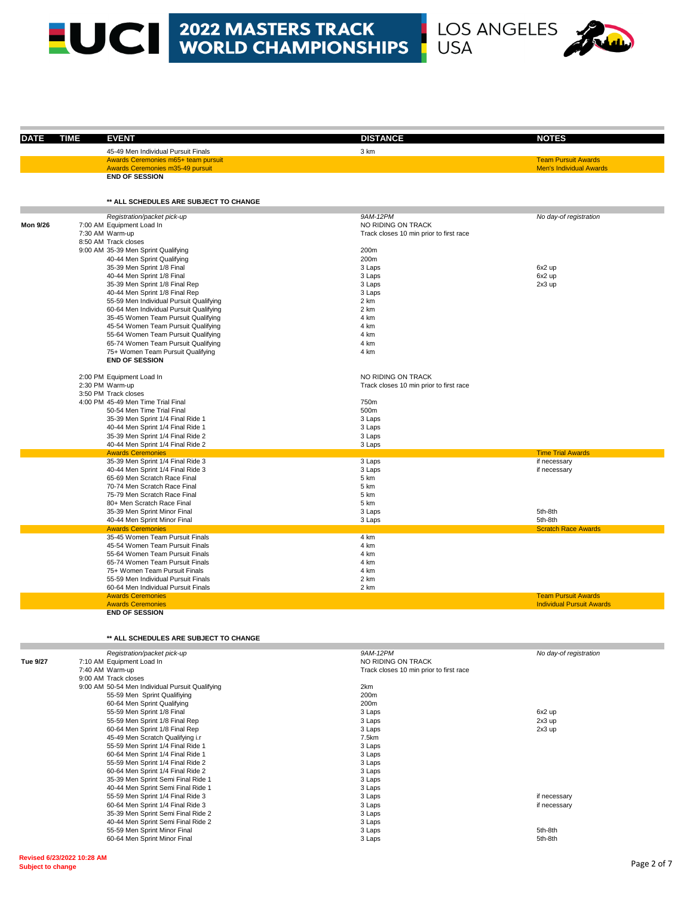# 2022 MASTERS TRACK WORLD CHAMPIONSHIPS

LOS ANGELES USA

| DATE | TIME | EVENT | DISTANCE | NOTES |
|---|---|---|---|---|
| | | 45-49 Men Individual Pursuit Finals | 3 km | |
| | | Awards Ceremonies m65+ team pursuit | | Team Pursuit Awards |
| | | Awards Ceremonies m35-49 pursuit | | Men's Individual Awards |
| | | **END OF SESSION** | | |
| | | **\*\* ALL SCHEDULES ARE SUBJECT TO CHANGE** | | |
| | | *Registration/packet pick-up* | *9AM-12PM* | *No day-of registration* |
| **Mon 9/26** | 7:00 AM | Equipment Load In | NO RIDING ON TRACK | |
| | 7:30 AM | Warm-up | Track closes 10 min prior to first race | |
| | 8:50 AM | Track closes | | |
| | 9:00 AM | 35-39 Men Sprint Qualifying | 200m | |
| | | 40-44 Men Sprint Qualifying | 200m | |
| | | 35-39 Men Sprint 1/8 Final | 3 Laps | 6x2 up |
| | | 40-44 Men Sprint 1/8 Final | 3 Laps | 6x2 up |
| | | 35-39 Men Sprint 1/8 Final Rep | 3 Laps | 2x3 up |
| | | 40-44 Men Sprint 1/8 Final Rep | 3 Laps | |
| | | 55-59 Men Individual Pursuit Qualifying | 2 km | |
| | | 60-64 Men Individual Pursuit Qualifying | 2 km | |
| | | 35-45 Women Team Pursuit Qualifying | 4 km | |
| | | 45-54 Women Team Pursuit Qualifying | 4 km | |
| | | 55-64 Women Team Pursuit Qualifying | 4 km | |
| | | 65-74 Women Team Pursuit Qualifying | 4 km | |
| | | 75+ Women Team Pursuit Qualifying | 4 km | |
| | | **END OF SESSION** | | |
| | 2:00 PM | Equipment Load In | NO RIDING ON TRACK | |
| | 2:30 PM | Warm-up | Track closes 10 min prior to first race | |
| | 3:50 PM | Track closes | | |
| | 4:00 PM | 45-49 Men Time Trial Final | 750m | |
| | | 50-54 Men Time Trial Final | 500m | |
| | | 35-39 Men Sprint 1/4 Final Ride 1 | 3 Laps | |
| | | 40-44 Men Sprint 1/4 Final Ride 1 | 3 Laps | |
| | | 35-39 Men Sprint 1/4 Final Ride 2 | 3 Laps | |
| | | 40-44 Men Sprint 1/4 Final Ride 2 | 3 Laps | |
| | | Awards Ceremonies | | Time Trial Awards |
| | | 35-39 Men Sprint 1/4 Final Ride 3 | 3 Laps | if necessary |
| | | 40-44 Men Sprint 1/4 Final Ride 3 | 3 Laps | if necessary |
| | | 65-69 Men Scratch Race Final | 5 km | |
| | | 70-74 Men Scratch Race Final | 5 km | |
| | | 75-79 Men Scratch Race Final | 5 km | |
| | | 80+ Men Scratch Race Final | 5 km | |
| | | 35-39 Men Sprint Minor Final | 3 Laps | 5th-8th |
| | | 40-44 Men Sprint Minor Final | 3 Laps | 5th-8th |
| | | Awards Ceremonies | | Scratch Race Awards |
| | | 35-45 Women Team Pursuit Finals | 4 km | |
| | | 45-54 Women Team Pursuit Finals | 4 km | |
| | | 55-64 Women Team Pursuit Finals | 4 km | |
| | | 65-74 Women Team Pursuit Finals | 4 km | |
| | | 75+ Women Team Pursuit Finals | 4 km | |
| | | 55-59 Men Individual Pursuit Finals | 2 km | |
| | | 60-64 Men Individual Pursuit Finals | 2 km | |
| | | Awards Ceremonies | | Team Pursuit Awards |
| | | Awards Ceremonies | | Individual Pursuit Awards |
| | | **END OF SESSION** | | |
| | | **\*\* ALL SCHEDULES ARE SUBJECT TO CHANGE** | | |
| | | *Registration/packet pick-up* | *9AM-12PM* | *No day-of registration* |
| **Tue 9/27** | 7:10 AM | Equipment Load In | NO RIDING ON TRACK | |
| | 7:40 AM | Warm-up | Track closes 10 min prior to first race | |
| | 9:00 AM | Track closes | | |
| | 9:00 AM | 50-54 Men Individual Pursuit Qualifying | 2km | |
| | | 55-59 Men Sprint Qualifiying | 200m | |
| | | 60-64 Men Sprint Qualifying | 200m | |
| | | 55-59 Men Sprint 1/8 Final | 3 Laps | 6x2 up |
| | | 55-59 Men Sprint 1/8 Final Rep | 3 Laps | 2x3 up |
| | | 60-64 Men Sprint 1/8 Final Rep | 3 Laps | 2x3 up |
| | | 45-49 Men Scratch Qualifying i.r | 7.5km | |
| | | 55-59 Men Sprint 1/4 Final Ride 1 | 3 Laps | |
| | | 60-64 Men Sprint 1/4 Final Ride 1 | 3 Laps | |
| | | 55-59 Men Sprint 1/4 Final Ride 2 | 3 Laps | |
| | | 60-64 Men Sprint 1/4 Final Ride 2 | 3 Laps | |
| | | 35-39 Men Sprint Semi Final Ride 1 | 3 Laps | |
| | | 40-44 Men Sprint Semi Final Ride 1 | 3 Laps | |
| | | 55-59 Men Sprint 1/4 Final Ride 3 | 3 Laps | if necessary |
| | | 60-64 Men Sprint 1/4 Final Ride 3 | 3 Laps | if necessary |
| | | 35-39 Men Sprint Semi Final Ride 2 | 3 Laps | |
| | | 40-44 Men Sprint Semi Final Ride 2 | 3 Laps | |
| | | 55-59 Men Sprint Minor Final | 3 Laps | 5th-8th |
| | | 60-64 Men Sprint Minor Final | 3 Laps | 5th-8th |

**Revised 6/23/2022 10:28 AM**
**Subject to change**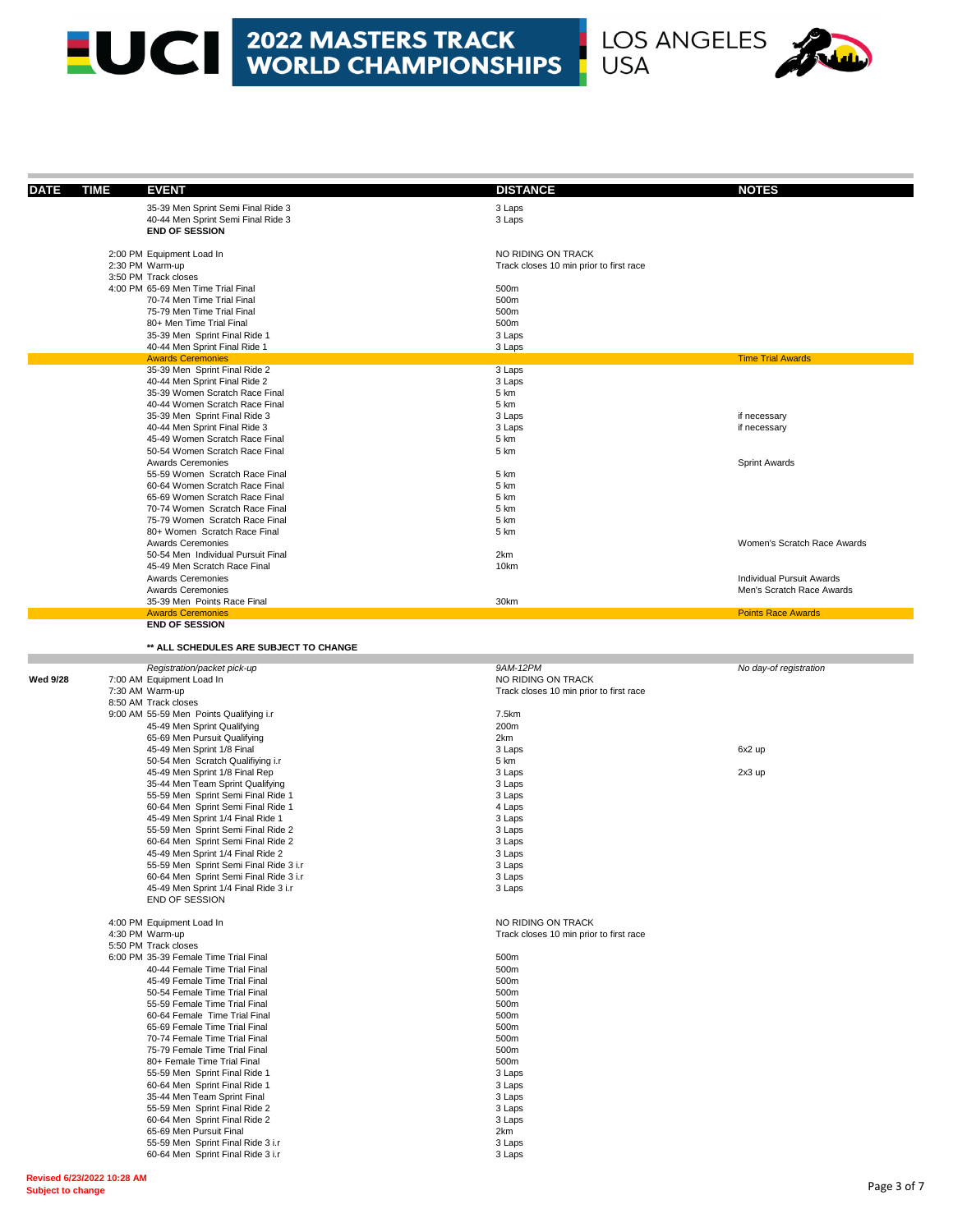# 2022 MASTERS TRACK WORLD CHAMPIONSHIPS

LOS ANGELES USA

| DATE | TIME | EVENT | DISTANCE | NOTES |
|---|---|---|---|---|
| | | 35-39 Men Sprint Semi Final Ride 3 | 3 Laps | |
| | | 40-44 Men Sprint Semi Final Ride 3 | 3 Laps | |
| | | **END OF SESSION** | | |
| | | | | |
| | 2:00 PM | Equipment Load In | NO RIDING ON TRACK | |
| | 2:30 PM | Warm-up | Track closes 10 min prior to first race | |
| | 3:50 PM | Track closes | | |
| | 4:00 PM | 65-69 Men Time Trial Final | 500m | |
| | | 70-74 Men Time Trial Final | 500m | |
| | | 75-79 Men Time Trial Final | 500m | |
| | | 80+ Men Time Trial Final | 500m | |
| | | 35-39 Men Sprint Final Ride 1 | 3 Laps | |
| | | 40-44 Men Sprint Final Ride 1 | 3 Laps | |
| | | Awards Ceremonies | | Time Trial Awards |
| | | 35-39 Men Sprint Final Ride 2 | 3 Laps | |
| | | 40-44 Men Sprint Final Ride 2 | 3 Laps | |
| | | 35-39 Women Scratch Race Final | 5 km | |
| | | 40-44 Women Scratch Race Final | 5 km | |
| | | 35-39 Men Sprint Final Ride 3 | 3 Laps | if necessary |
| | | 40-44 Men Sprint Final Ride 3 | 3 Laps | if necessary |
| | | 45-49 Women Scratch Race Final | 5 km | |
| | | 50-54 Women Scratch Race Final | 5 km | |
| | | Awards Ceremonies | | Sprint Awards |
| | | 55-59 Women Scratch Race Final | 5 km | |
| | | 60-64 Women Scratch Race Final | 5 km | |
| | | 65-69 Women Scratch Race Final | 5 km | |
| | | 70-74 Women Scratch Race Final | 5 km | |
| | | 75-79 Women Scratch Race Final | 5 km | |
| | | 80+ Women Scratch Race Final | 5 km | |
| | | Awards Ceremonies | | Women's Scratch Race Awards |
| | | 50-54 Men Individual Pursuit Final | 2km | |
| | | 45-49 Men Scratch Race Final | 10km | |
| | | Awards Ceremonies | | Individual Pursuit Awards |
| | | Awards Ceremonies | | Men's Scratch Race Awards |
| | | 35-39 Men Points Race Final | 30km | |
| | | Awards Ceremonies | | Points Race Awards |
| | | **END OF SESSION** | | |
| | | | | |
| | | **\*\* ALL SCHEDULES ARE SUBJECT TO CHANGE** | | |
| | | | | |
| | | *Registration/packet pick-up* | *9AM-12PM* | *No day-of registration* |
| **Wed 9/28** | 7:00 AM | Equipment Load In | NO RIDING ON TRACK | |
| | 7:30 AM | Warm-up | Track closes 10 min prior to first race | |
| | 8:50 AM | Track closes | | |
| | 9:00 AM | 55-59 Men Points Qualifying i.r | 7.5km | |
| | | 45-49 Men Sprint Qualifying | 200m | |
| | | 65-69 Men Pursuit Qualifying | 2km | |
| | | 45-49 Men Sprint 1/8 Final | 3 Laps | 6x2 up |
| | | 50-54 Men Scratch Qualifiying i.r | 5 km | |
| | | 45-49 Men Sprint 1/8 Final Rep | 3 Laps | 2x3 up |
| | | 35-44 Men Team Sprint Qualifying | 3 Laps | |
| | | 55-59 Men Sprint Semi Final Ride 1 | 3 Laps | |
| | | 60-64 Men Sprint Semi Final Ride 1 | 4 Laps | |
| | | 45-49 Men Sprint 1/4 Final Ride 1 | 3 Laps | |
| | | 55-59 Men Sprint Semi Final Ride 2 | 3 Laps | |
| | | 60-64 Men Sprint Semi Final Ride 2 | 3 Laps | |
| | | 45-49 Men Sprint 1/4 Final Ride 2 | 3 Laps | |
| | | 55-59 Men Sprint Semi Final Ride 3 i.r | 3 Laps | |
| | | 60-64 Men Sprint Semi Final Ride 3 i.r | 3 Laps | |
| | | 45-49 Men Sprint 1/4 Final Ride 3 i.r | 3 Laps | |
| | | END OF SESSION | | |
| | | | | |
| | 4:00 PM | Equipment Load In | NO RIDING ON TRACK | |
| | 4:30 PM | Warm-up | Track closes 10 min prior to first race | |
| | 5:50 PM | Track closes | | |
| | 6:00 PM | 35-39 Female Time Trial Final | 500m | |
| | | 40-44 Female Time Trial Final | 500m | |
| | | 45-49 Female Time Trial Final | 500m | |
| | | 50-54 Female Time Trial Final | 500m | |
| | | 55-59 Female Time Trial Final | 500m | |
| | | 60-64 Female Time Trial Final | 500m | |
| | | 65-69 Female Time Trial Final | 500m | |
| | | 70-74 Female Time Trial Final | 500m | |
| | | 75-79 Female Time Trial Final | 500m | |
| | | 80+ Female Time Trial Final | 500m | |
| | | 55-59 Men Sprint Final Ride 1 | 3 Laps | |
| | | 60-64 Men Sprint Final Ride 1 | 3 Laps | |
| | | 35-44 Men Team Sprint Final | 3 Laps | |
| | | 55-59 Men Sprint Final Ride 2 | 3 Laps | |
| | | 60-64 Men Sprint Final Ride 2 | 3 Laps | |
| | | 65-69 Men Pursuit Final | 2km | |
| | | 55-59 Men Sprint Final Ride 3 i.r | 3 Laps | |
| | | 60-64 Men Sprint Final Ride 3 i.r | 3 Laps | |

**Revised 6/23/2022 10:28 AM**
**Subject to change**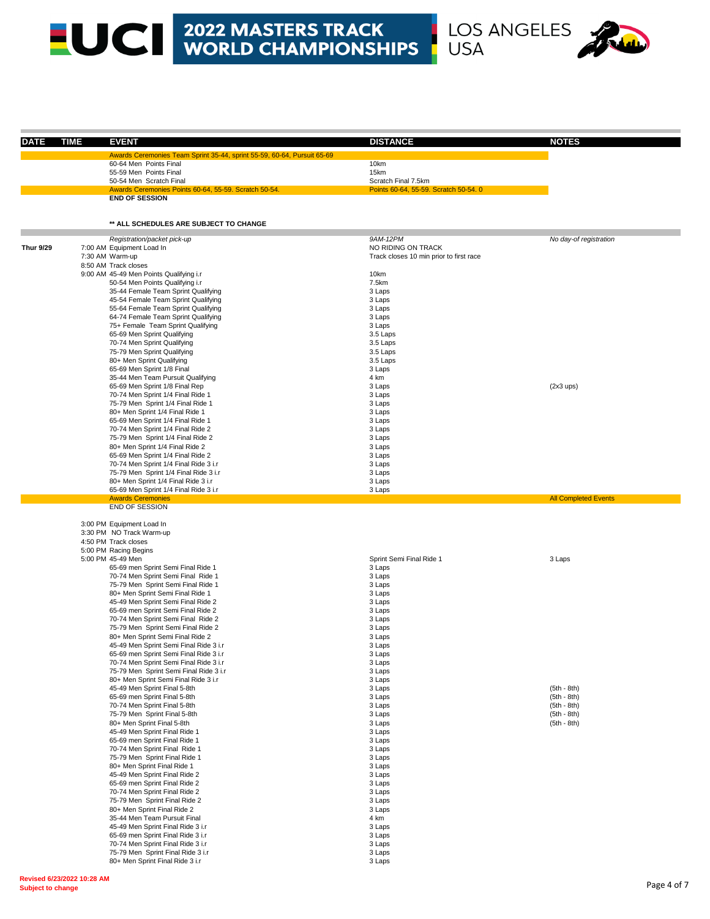# 2022 MASTERS TRACK WORLD CHAMPIONSHIPS

LOS ANGELES USA

| DATE | TIME | EVENT | DISTANCE | NOTES |
|---|---|---|---|---|
| | | Awards Ceremonies Team Sprint 35-44, sprint 55-59, 60-64, Pursuit 65-69 | | |
| | | 60-64 Men Points Final | 10km | |
| | | 55-59 Men Points Final | 15km | |
| | | 50-54 Men Scratch Final | Scratch Final 7.5km | |
| | | Awards Ceremonies Points 60-64, 55-59. Scratch 50-54. | Points 60-64, 55-59. Scratch 50-54. 0 | |
| | | **END OF SESSION** | | |
| | | | | |
| | | **** ALL SCHEDULES ARE SUBJECT TO CHANGE** | | |
| | | *Registration/packet pick-up* | *9AM-12PM* | *No day-of registration* |
| **Thur 9/29** | 7:00 AM | Equipment Load In | NO RIDING ON TRACK | |
| | 7:30 AM | Warm-up | Track closes 10 min prior to first race | |
| | 8:50 AM | Track closes | | |
| | 9:00 AM | 45-49 Men Points Qualifying i.r | 10km | |
| | | 50-54 Men Points Qualifying i.r | 7.5km | |
| | | 35-44 Female Team Sprint Qualifying | 3 Laps | |
| | | 45-54 Female Team Sprint Qualifying | 3 Laps | |
| | | 55-64 Female Team Sprint Qualifying | 3 Laps | |
| | | 64-74 Female Team Sprint Qualifying | 3 Laps | |
| | | 75+ Female Team Sprint Qualifying | 3 Laps | |
| | | 65-69 Men Sprint Qualifying | 3.5 Laps | |
| | | 70-74 Men Sprint Qualifying | 3.5 Laps | |
| | | 75-79 Men Sprint Qualifying | 3.5 Laps | |
| | | 80+ Men Sprint Qualifying | 3.5 Laps | |
| | | 65-69 Men Sprint 1/8 Final | 3 Laps | |
| | | 35-44 Men Team Pursuit Qualifying | 4 km | |
| | | 65-69 Men Sprint 1/8 Final Rep | 3 Laps | (2x3 ups) |
| | | 70-74 Men Sprint 1/4 Final Ride 1 | 3 Laps | |
| | | 75-79 Men Sprint 1/4 Final Ride 1 | 3 Laps | |
| | | 80+ Men Sprint 1/4 Final Ride 1 | 3 Laps | |
| | | 65-69 Men Sprint 1/4 Final Ride 1 | 3 Laps | |
| | | 70-74 Men Sprint 1/4 Final Ride 2 | 3 Laps | |
| | | 75-79 Men Sprint 1/4 Final Ride 2 | 3 Laps | |
| | | 80+ Men Sprint 1/4 Final Ride 2 | 3 Laps | |
| | | 65-69 Men Sprint 1/4 Final Ride 2 | 3 Laps | |
| | | 70-74 Men Sprint 1/4 Final Ride 3 i.r | 3 Laps | |
| | | 75-79 Men Sprint 1/4 Final Ride 3 i.r | 3 Laps | |
| | | 80+ Men Sprint 1/4 Final Ride 3 i.r | 3 Laps | |
| | | 65-69 Men Sprint 1/4 Final Ride 3 i.r | 3 Laps | |
| | | Awards Ceremonies | | All Completed Events |
| | | END OF SESSION | | |
| | | | | |
| | 3:00 PM | Equipment Load In | | |
| | 3:30 PM | NO Track Warm-up | | |
| | 4:50 PM | Track closes | | |
| | 5:00 PM | Racing Begins | | |
| | 5:00 PM | 45-49 Men | Sprint Semi Final Ride 1 | 3 Laps |
| | | 65-69 men Sprint Semi Final Ride 1 | 3 Laps | |
| | | 70-74 Men Sprint Semi Final Ride 1 | 3 Laps | |
| | | 75-79 Men Sprint Semi Final Ride 1 | 3 Laps | |
| | | 80+ Men Sprint Semi Final Ride 1 | 3 Laps | |
| | | 45-49 Men Sprint Semi Final Ride 2 | 3 Laps | |
| | | 65-69 men Sprint Semi Final Ride 2 | 3 Laps | |
| | | 70-74 Men Sprint Semi Final Ride 2 | 3 Laps | |
| | | 75-79 Men Sprint Semi Final Ride 2 | 3 Laps | |
| | | 80+ Men Sprint Semi Final Ride 2 | 3 Laps | |
| | | 45-49 Men Sprint Semi Final Ride 3 i.r | 3 Laps | |
| | | 65-69 men Sprint Semi Final Ride 3 i.r | 3 Laps | |
| | | 70-74 Men Sprint Semi Final Ride 3 i.r | 3 Laps | |
| | | 75-79 Men Sprint Semi Final Ride 3 i.r | 3 Laps | |
| | | 80+ Men Sprint Semi Final Ride 3 i.r | 3 Laps | |
| | | 45-49 Men Sprint Final 5-8th | 3 Laps | (5th - 8th) |
| | | 65-69 men Sprint Final 5-8th | 3 Laps | (5th - 8th) |
| | | 70-74 Men Sprint Final 5-8th | 3 Laps | (5th - 8th) |
| | | 75-79 Men Sprint Final 5-8th | 3 Laps | (5th - 8th) |
| | | 80+ Men Sprint Final 5-8th | 3 Laps | (5th - 8th) |
| | | 45-49 Men Sprint Final Ride 1 | 3 Laps | |
| | | 65-69 men Sprint Final Ride 1 | 3 Laps | |
| | | 70-74 Men Sprint Final Ride 1 | 3 Laps | |
| | | 75-79 Men Sprint Final Ride 1 | 3 Laps | |
| | | 80+ Men Sprint Final Ride 1 | 3 Laps | |
| | | 45-49 Men Sprint Final Ride 2 | 3 Laps | |
| | | 65-69 men Sprint Final Ride 2 | 3 Laps | |
| | | 70-74 Men Sprint Final Ride 2 | 3 Laps | |
| | | 75-79 Men Sprint Final Ride 2 | 3 Laps | |
| | | 80+ Men Sprint Final Ride 2 | 3 Laps | |
| | | 35-44 Men Team Pursuit Final | 4 km | |
| | | 45-49 Men Sprint Final Ride 3 i.r | 3 Laps | |
| | | 65-69 men Sprint Final Ride 3 i.r | 3 Laps | |
| | | 70-74 Men Sprint Final Ride 3 i.r | 3 Laps | |
| | | 75-79 Men Sprint Final Ride 3 i.r | 3 Laps | |
| | | 80+ Men Sprint Final Ride 3 i.r | 3 Laps | |

**Revised 6/23/2022 10:28 AM**
**Subject to change**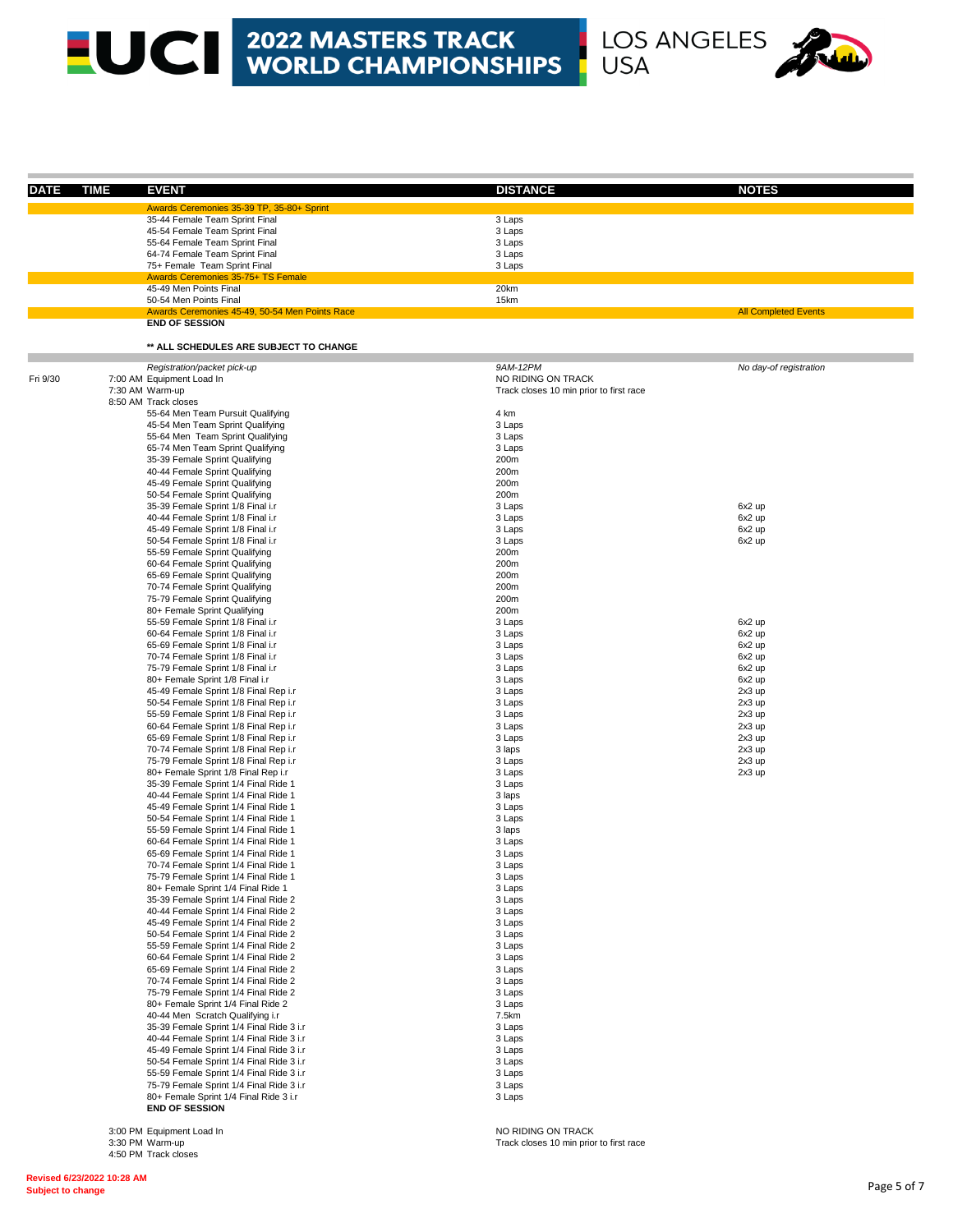# 2022 MASTERS TRACK WORLD CHAMPIONSHIPS

LOS ANGELES USA

| DATE | TIME | EVENT | DISTANCE | NOTES |
|---|---|---|---|---|
| | | Awards Ceremonies 35-39 TP, 35-80+ Sprint | | |
| | | 35-44 Female Team Sprint Final | 3 Laps | |
| | | 45-54 Female Team Sprint Final | 3 Laps | |
| | | 55-64 Female Team Sprint Final | 3 Laps | |
| | | 64-74 Female Team Sprint Final | 3 Laps | |
| | | 75+ Female Team Sprint Final | 3 Laps | |
| | | Awards Ceremonies 35-75+ TS Female | | |
| | | 45-49 Men Points Final | 20km | |
| | | 50-54 Men Points Final | 15km | |
| | | Awards Ceremonies 45-49, 50-54 Men Points Race | | All Completed Events |
| | | **END OF SESSION** | | |
| | | **\*\* ALL SCHEDULES ARE SUBJECT TO CHANGE** | | |
| | | *Registration/packet pick-up* | *9AM-12PM* | *No day-of registration* |
| Fri 9/30 | 7:00 AM | Equipment Load In | NO RIDING ON TRACK | |
| | 7:30 AM | Warm-up | Track closes 10 min prior to first race | |
| | 8:50 AM | Track closes | | |
| | | 55-64 Men Team Pursuit Qualifying | 4 km | |
| | | 45-54 Men Team Sprint Qualifying | 3 Laps | |
| | | 55-64 Men Team Sprint Qualifying | 3 Laps | |
| | | 65-74 Men Team Sprint Qualifying | 3 Laps | |
| | | 35-39 Female Sprint Qualifying | 200m | |
| | | 40-44 Female Sprint Qualifying | 200m | |
| | | 45-49 Female Sprint Qualifying | 200m | |
| | | 50-54 Female Sprint Qualifying | 200m | |
| | | 35-39 Female Sprint 1/8 Final i.r | 3 Laps | 6x2 up |
| | | 40-44 Female Sprint 1/8 Final i.r | 3 Laps | 6x2 up |
| | | 45-49 Female Sprint 1/8 Final i.r | 3 Laps | 6x2 up |
| | | 50-54 Female Sprint 1/8 Final i.r | 3 Laps | 6x2 up |
| | | 55-59 Female Sprint Qualifying | 200m | |
| | | 60-64 Female Sprint Qualifying | 200m | |
| | | 65-69 Female Sprint Qualifying | 200m | |
| | | 70-74 Female Sprint Qualifying | 200m | |
| | | 75-79 Female Sprint Qualifying | 200m | |
| | | 80+ Female Sprint Qualifying | 200m | |
| | | 55-59 Female Sprint 1/8 Final i.r | 3 Laps | 6x2 up |
| | | 60-64 Female Sprint 1/8 Final i.r | 3 Laps | 6x2 up |
| | | 65-69 Female Sprint 1/8 Final i.r | 3 Laps | 6x2 up |
| | | 70-74 Female Sprint 1/8 Final i.r | 3 Laps | 6x2 up |
| | | 75-79 Female Sprint 1/8 Final i.r | 3 Laps | 6x2 up |
| | | 80+ Female Sprint 1/8 Final i.r | 3 Laps | 6x2 up |
| | | 45-49 Female Sprint 1/8 Final Rep i.r | 3 Laps | 2x3 up |
| | | 50-54 Female Sprint 1/8 Final Rep i.r | 3 Laps | 2x3 up |
| | | 55-59 Female Sprint 1/8 Final Rep i.r | 3 Laps | 2x3 up |
| | | 60-64 Female Sprint 1/8 Final Rep i.r | 3 Laps | 2x3 up |
| | | 65-69 Female Sprint 1/8 Final Rep i.r | 3 Laps | 2x3 up |
| | | 70-74 Female Sprint 1/8 Final Rep i.r | 3 laps | 2x3 up |
| | | 75-79 Female Sprint 1/8 Final Rep i.r | 3 Laps | 2x3 up |
| | | 80+ Female Sprint 1/8 Final Rep i.r | 3 Laps | 2x3 up |
| | | 35-39 Female Sprint 1/4 Final Ride 1 | 3 Laps | |
| | | 40-44 Female Sprint 1/4 Final Ride 1 | 3 laps | |
| | | 45-49 Female Sprint 1/4 Final Ride 1 | 3 Laps | |
| | | 50-54 Female Sprint 1/4 Final Ride 1 | 3 Laps | |
| | | 55-59 Female Sprint 1/4 Final Ride 1 | 3 laps | |
| | | 60-64 Female Sprint 1/4 Final Ride 1 | 3 Laps | |
| | | 65-69 Female Sprint 1/4 Final Ride 1 | 3 Laps | |
| | | 70-74 Female Sprint 1/4 Final Ride 1 | 3 Laps | |
| | | 75-79 Female Sprint 1/4 Final Ride 1 | 3 Laps | |
| | | 80+ Female Sprint 1/4 Final Ride 1 | 3 Laps | |
| | | 35-39 Female Sprint 1/4 Final Ride 2 | 3 Laps | |
| | | 40-44 Female Sprint 1/4 Final Ride 2 | 3 Laps | |
| | | 45-49 Female Sprint 1/4 Final Ride 2 | 3 Laps | |
| | | 50-54 Female Sprint 1/4 Final Ride 2 | 3 Laps | |
| | | 55-59 Female Sprint 1/4 Final Ride 2 | 3 Laps | |
| | | 60-64 Female Sprint 1/4 Final Ride 2 | 3 Laps | |
| | | 65-69 Female Sprint 1/4 Final Ride 2 | 3 Laps | |
| | | 70-74 Female Sprint 1/4 Final Ride 2 | 3 Laps | |
| | | 75-79 Female Sprint 1/4 Final Ride 2 | 3 Laps | |
| | | 80+ Female Sprint 1/4 Final Ride 2 | 3 Laps | |
| | | 40-44 Men Scratch Qualifying i.r | 7.5km | |
| | | 35-39 Female Sprint 1/4 Final Ride 3 i.r | 3 Laps | |
| | | 40-44 Female Sprint 1/4 Final Ride 3 i.r | 3 Laps | |
| | | 45-49 Female Sprint 1/4 Final Ride 3 i.r | 3 Laps | |
| | | 50-54 Female Sprint 1/4 Final Ride 3 i.r | 3 Laps | |
| | | 55-59 Female Sprint 1/4 Final Ride 3 i.r | 3 Laps | |
| | | 75-79 Female Sprint 1/4 Final Ride 3 i.r | 3 Laps | |
| | | 80+ Female Sprint 1/4 Final Ride 3 i.r | 3 Laps | |
| | | **END OF SESSION** | | |
| | 3:00 PM | Equipment Load In | NO RIDING ON TRACK | |
| | 3:30 PM | Warm-up | Track closes 10 min prior to first race | |
| | 4:50 PM | Track closes | | |

**Revised 6/23/2022 10:28 AM**
**Subject to change**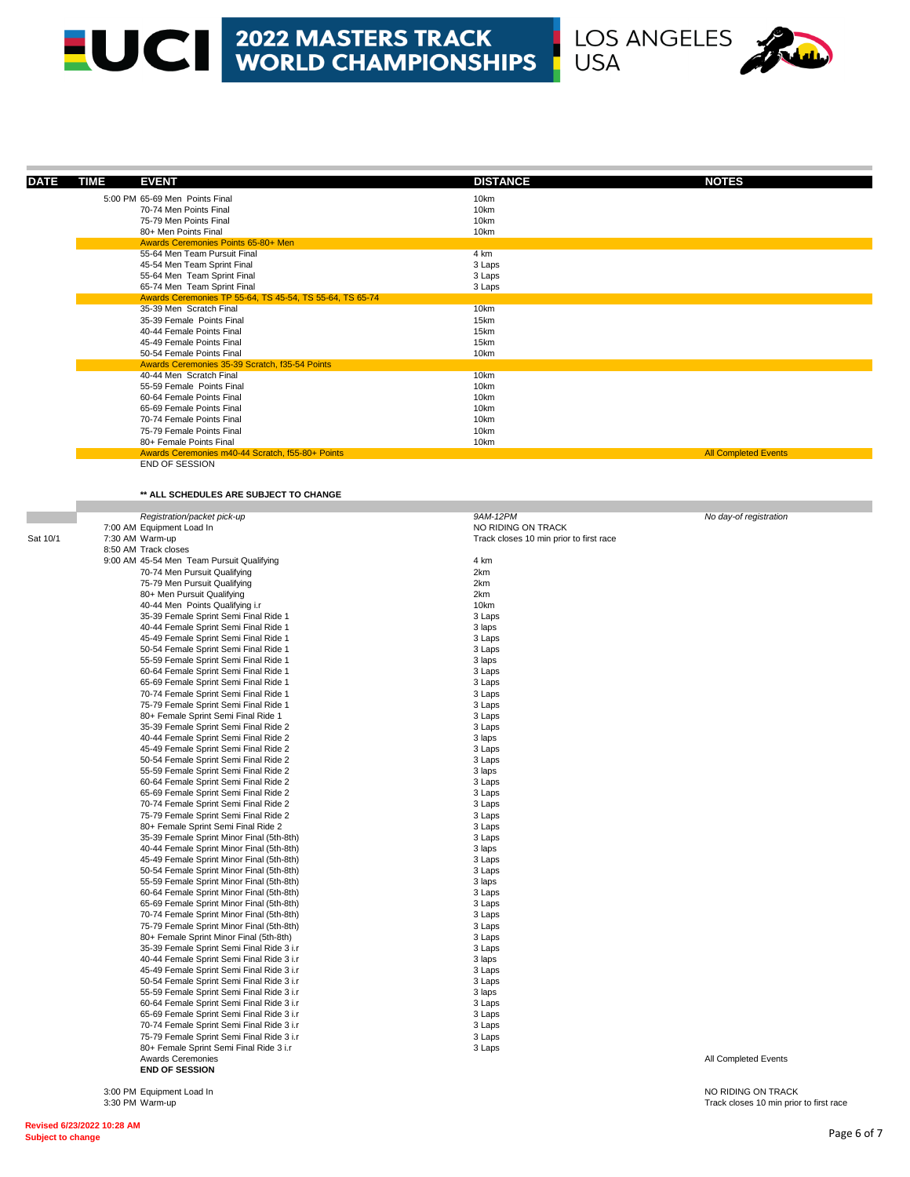# 2022 MASTERS TRACK WORLD CHAMPIONSHIPS

LOS ANGELES USA

| DATE | TIME | EVENT | DISTANCE | NOTES |
|---|---|---|---|---|
| | 5:00 PM | 65-69 Men Points Final | 10km | |
| | | 70-74 Men Points Final | 10km | |
| | | 75-79 Men Points Final | 10km | |
| | | 80+ Men Points Final | 10km | |
| | | Awards Ceremonies Points 65-80+ Men | | |
| | | 55-64 Men Team Pursuit Final | 4 km | |
| | | 45-54 Men Team Sprint Final | 3 Laps | |
| | | 55-64 Men Team Sprint Final | 3 Laps | |
| | | 65-74 Men Team Sprint Final | 3 Laps | |
| | | Awards Ceremonies TP 55-64, TS 45-54, TS 55-64, TS 65-74 | | |
| | | 35-39 Men Scratch Final | 10km | |
| | | 35-39 Female Points Final | 15km | |
| | | 40-44 Female Points Final | 15km | |
| | | 45-49 Female Points Final | 15km | |
| | | 50-54 Female Points Final | 10km | |
| | | Awards Ceremonies 35-39 Scratch, f35-54 Points | | |
| | | 40-44 Men Scratch Final | 10km | |
| | | 55-59 Female Points Final | 10km | |
| | | 60-64 Female Points Final | 10km | |
| | | 65-69 Female Points Final | 10km | |
| | | 70-74 Female Points Final | 10km | |
| | | 75-79 Female Points Final | 10km | |
| | | 80+ Female Points Final | 10km | |
| | | Awards Ceremonies m40-44 Scratch, f55-80+ Points | | All Completed Events |
| | | END OF SESSION | | |

**** ALL SCHEDULES ARE SUBJECT TO CHANGE**

| DATE | TIME | EVENT | DISTANCE | NOTES |
|---|---|---|---|---|
| | | *Registration/packet pick-up* | *9AM-12PM* | *No day-of registration* |
| | 7:00 AM | Equipment Load In | NO RIDING ON TRACK | |
| Sat 10/1 | 7:30 AM | Warm-up | Track closes 10 min prior to first race | |
| | 8:50 AM | Track closes | | |
| | 9:00 AM | 45-54 Men Team Pursuit Qualifying | 4 km | |
| | | 70-74 Men Pursuit Qualifying | 2km | |
| | | 75-79 Men Pursuit Qualifying | 2km | |
| | | 80+ Men Pursuit Qualifying | 2km | |
| | | 40-44 Men Points Qualifying i.r | 10km | |
| | | 35-39 Female Sprint Semi Final Ride 1 | 3 Laps | |
| | | 40-44 Female Sprint Semi Final Ride 1 | 3 laps | |
| | | 45-49 Female Sprint Semi Final Ride 1 | 3 Laps | |
| | | 50-54 Female Sprint Semi Final Ride 1 | 3 Laps | |
| | | 55-59 Female Sprint Semi Final Ride 1 | 3 laps | |
| | | 60-64 Female Sprint Semi Final Ride 1 | 3 Laps | |
| | | 65-69 Female Sprint Semi Final Ride 1 | 3 Laps | |
| | | 70-74 Female Sprint Semi Final Ride 1 | 3 Laps | |
| | | 75-79 Female Sprint Semi Final Ride 1 | 3 Laps | |
| | | 80+ Female Sprint Semi Final Ride 1 | 3 Laps | |
| | | 35-39 Female Sprint Semi Final Ride 2 | 3 Laps | |
| | | 40-44 Female Sprint Semi Final Ride 2 | 3 laps | |
| | | 45-49 Female Sprint Semi Final Ride 2 | 3 Laps | |
| | | 50-54 Female Sprint Semi Final Ride 2 | 3 Laps | |
| | | 55-59 Female Sprint Semi Final Ride 2 | 3 laps | |
| | | 60-64 Female Sprint Semi Final Ride 2 | 3 Laps | |
| | | 65-69 Female Sprint Semi Final Ride 2 | 3 Laps | |
| | | 70-74 Female Sprint Semi Final Ride 2 | 3 Laps | |
| | | 75-79 Female Sprint Semi Final Ride 2 | 3 Laps | |
| | | 80+ Female Sprint Semi Final Ride 2 | 3 Laps | |
| | | 35-39 Female Sprint Minor Final (5th-8th) | 3 Laps | |
| | | 40-44 Female Sprint Minor Final (5th-8th) | 3 laps | |
| | | 45-49 Female Sprint Minor Final (5th-8th) | 3 Laps | |
| | | 50-54 Female Sprint Minor Final (5th-8th) | 3 Laps | |
| | | 55-59 Female Sprint Minor Final (5th-8th) | 3 laps | |
| | | 60-64 Female Sprint Minor Final (5th-8th) | 3 Laps | |
| | | 65-69 Female Sprint Minor Final (5th-8th) | 3 Laps | |
| | | 70-74 Female Sprint Minor Final (5th-8th) | 3 Laps | |
| | | 75-79 Female Sprint Minor Final (5th-8th) | 3 Laps | |
| | | 80+ Female Sprint Minor Final (5th-8th) | 3 Laps | |
| | | 35-39 Female Sprint Semi Final Ride 3 i.r | 3 Laps | |
| | | 40-44 Female Sprint Semi Final Ride 3 i.r | 3 laps | |
| | | 45-49 Female Sprint Semi Final Ride 3 i.r | 3 Laps | |
| | | 50-54 Female Sprint Semi Final Ride 3 i.r | 3 Laps | |
| | | 55-59 Female Sprint Semi Final Ride 3 i.r | 3 laps | |
| | | 60-64 Female Sprint Semi Final Ride 3 i.r | 3 Laps | |
| | | 65-69 Female Sprint Semi Final Ride 3 i.r | 3 Laps | |
| | | 70-74 Female Sprint Semi Final Ride 3 i.r | 3 Laps | |
| | | 75-79 Female Sprint Semi Final Ride 3 i.r | 3 Laps | |
| | | 80+ Female Sprint Semi Final Ride 3 i.r | 3 Laps | |
| | | Awards Ceremonies | | All Completed Events |
| | | **END OF SESSION** | | |
| | 3:00 PM | Equipment Load In | | NO RIDING ON TRACK |
| | 3:30 PM | Warm-up | | Track closes 10 min prior to first race |

**Revised 6/23/2022 10:28 AM**
**Subject to change**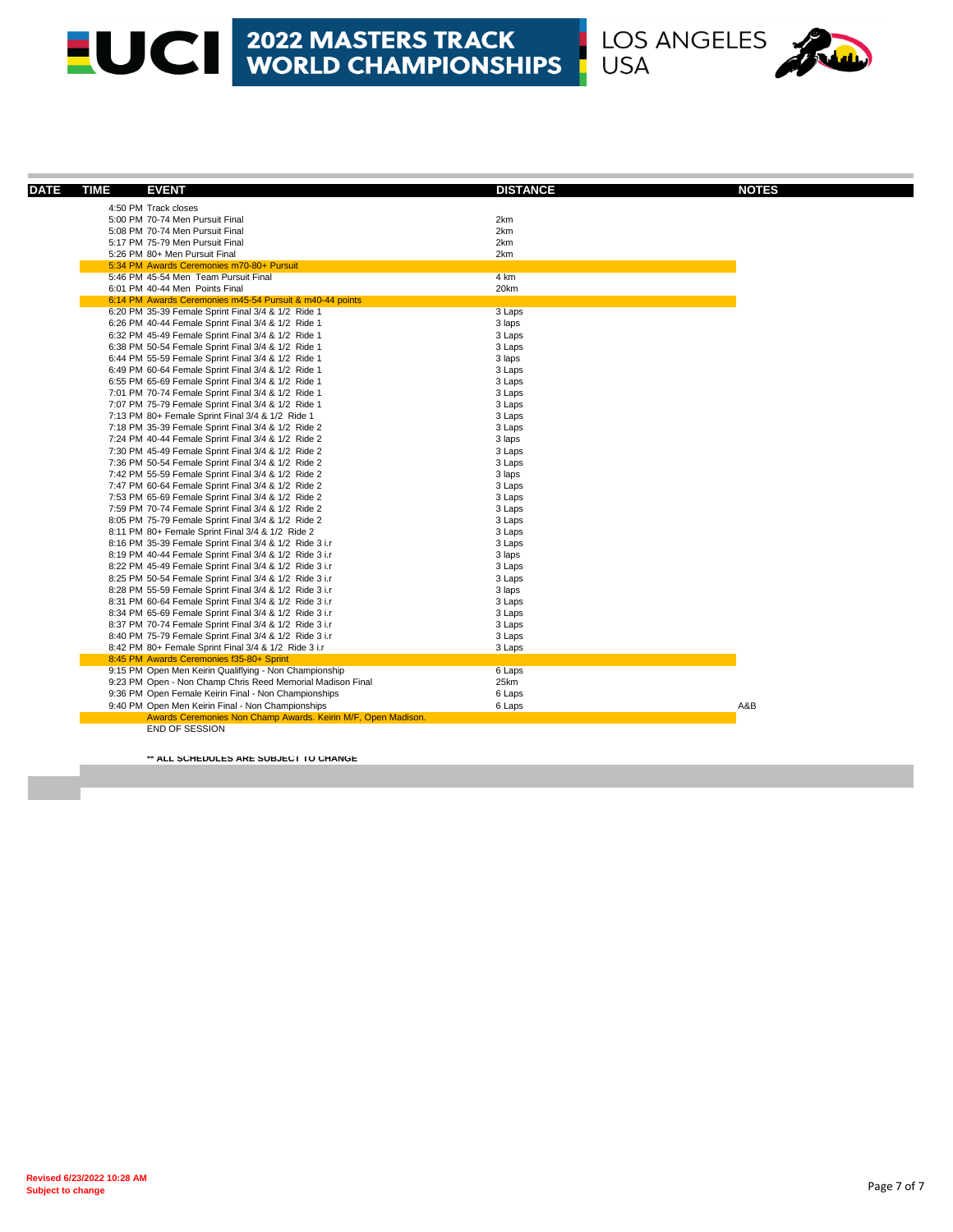# 2022 MASTERS TRACK WORLD CHAMPIONSHIPS

LOS ANGELES USA

| DATE | TIME | EVENT | DISTANCE | NOTES |
|---|---|---|---|---|
| | 4:50 PM | Track closes | | |
| | 5:00 PM | 70-74 Men Pursuit Final | 2km | |
| | 5:08 PM | 70-74 Men Pursuit Final | 2km | |
| | 5:17 PM | 75-79 Men Pursuit Final | 2km | |
| | 5:26 PM | 80+ Men Pursuit Final | 2km | |
| | 5:34 PM | Awards Ceremonies m70-80+ Pursuit | | |
| | 5:46 PM | 45-54 Men Team Pursuit Final | 4 km | |
| | 6:01 PM | 40-44 Men Points Final | 20km | |
| | 6:14 PM | Awards Ceremonies m45-54 Pursuit & m40-44 points | | |
| | 6:20 PM | 35-39 Female Sprint Final 3/4 & 1/2 Ride 1 | 3 Laps | |
| | 6:26 PM | 40-44 Female Sprint Final 3/4 & 1/2 Ride 1 | 3 laps | |
| | 6:32 PM | 45-49 Female Sprint Final 3/4 & 1/2 Ride 1 | 3 Laps | |
| | 6:38 PM | 50-54 Female Sprint Final 3/4 & 1/2 Ride 1 | 3 Laps | |
| | 6:44 PM | 55-59 Female Sprint Final 3/4 & 1/2 Ride 1 | 3 laps | |
| | 6:49 PM | 60-64 Female Sprint Final 3/4 & 1/2 Ride 1 | 3 Laps | |
| | 6:55 PM | 65-69 Female Sprint Final 3/4 & 1/2 Ride 1 | 3 Laps | |
| | 7:01 PM | 70-74 Female Sprint Final 3/4 & 1/2 Ride 1 | 3 Laps | |
| | 7:07 PM | 75-79 Female Sprint Final 3/4 & 1/2 Ride 1 | 3 Laps | |
| | 7:13 PM | 80+ Female Sprint Final 3/4 & 1/2 Ride 1 | 3 Laps | |
| | 7:18 PM | 35-39 Female Sprint Final 3/4 & 1/2 Ride 2 | 3 Laps | |
| | 7:24 PM | 40-44 Female Sprint Final 3/4 & 1/2 Ride 2 | 3 laps | |
| | 7:30 PM | 45-49 Female Sprint Final 3/4 & 1/2 Ride 2 | 3 Laps | |
| | 7:36 PM | 50-54 Female Sprint Final 3/4 & 1/2 Ride 2 | 3 Laps | |
| | 7:42 PM | 55-59 Female Sprint Final 3/4 & 1/2 Ride 2 | 3 laps | |
| | 7:47 PM | 60-64 Female Sprint Final 3/4 & 1/2 Ride 2 | 3 Laps | |
| | 7:53 PM | 65-69 Female Sprint Final 3/4 & 1/2 Ride 2 | 3 Laps | |
| | 7:59 PM | 70-74 Female Sprint Final 3/4 & 1/2 Ride 2 | 3 Laps | |
| | 8:05 PM | 75-79 Female Sprint Final 3/4 & 1/2 Ride 2 | 3 Laps | |
| | 8:11 PM | 80+ Female Sprint Final 3/4 & 1/2 Ride 2 | 3 Laps | |
| | 8:16 PM | 35-39 Female Sprint Final 3/4 & 1/2 Ride 3 i.r | 3 Laps | |
| | 8:19 PM | 40-44 Female Sprint Final 3/4 & 1/2 Ride 3 i.r | 3 laps | |
| | 8:22 PM | 45-49 Female Sprint Final 3/4 & 1/2 Ride 3 i.r | 3 Laps | |
| | 8:25 PM | 50-54 Female Sprint Final 3/4 & 1/2 Ride 3 i.r | 3 Laps | |
| | 8:28 PM | 55-59 Female Sprint Final 3/4 & 1/2 Ride 3 i.r | 3 laps | |
| | 8:31 PM | 60-64 Female Sprint Final 3/4 & 1/2 Ride 3 i.r | 3 Laps | |
| | 8:34 PM | 65-69 Female Sprint Final 3/4 & 1/2 Ride 3 i.r | 3 Laps | |
| | 8:37 PM | 70-74 Female Sprint Final 3/4 & 1/2 Ride 3 i.r | 3 Laps | |
| | 8:40 PM | 75-79 Female Sprint Final 3/4 & 1/2 Ride 3 i.r | 3 Laps | |
| | 8:42 PM | 80+ Female Sprint Final 3/4 & 1/2 Ride 3 i.r | 3 Laps | |
| | 8:45 PM | Awards Ceremonies f35-80+ Sprint | | |
| | 9:15 PM | Open Men Keirin Qualiflying - Non Championship | 6 Laps | |
| | 9:23 PM | Open - Non Champ Chris Reed Memorial Madison Final | 25km | |
| | 9:36 PM | Open Female Keirin Final - Non Championships | 6 Laps | |
| | 9:40 PM | Open Men Keirin Final - Non Championships | 6 Laps | A&B |
| | | Awards Ceremonies Non Champ Awards. Keirin M/F, Open Madison. | | |
| | | END OF SESSION | | |

** ALL SCHEDULES ARE SUBJECT TO CHANGE

**Revised 6/23/2022 10:28 AM**
**Subject to change**